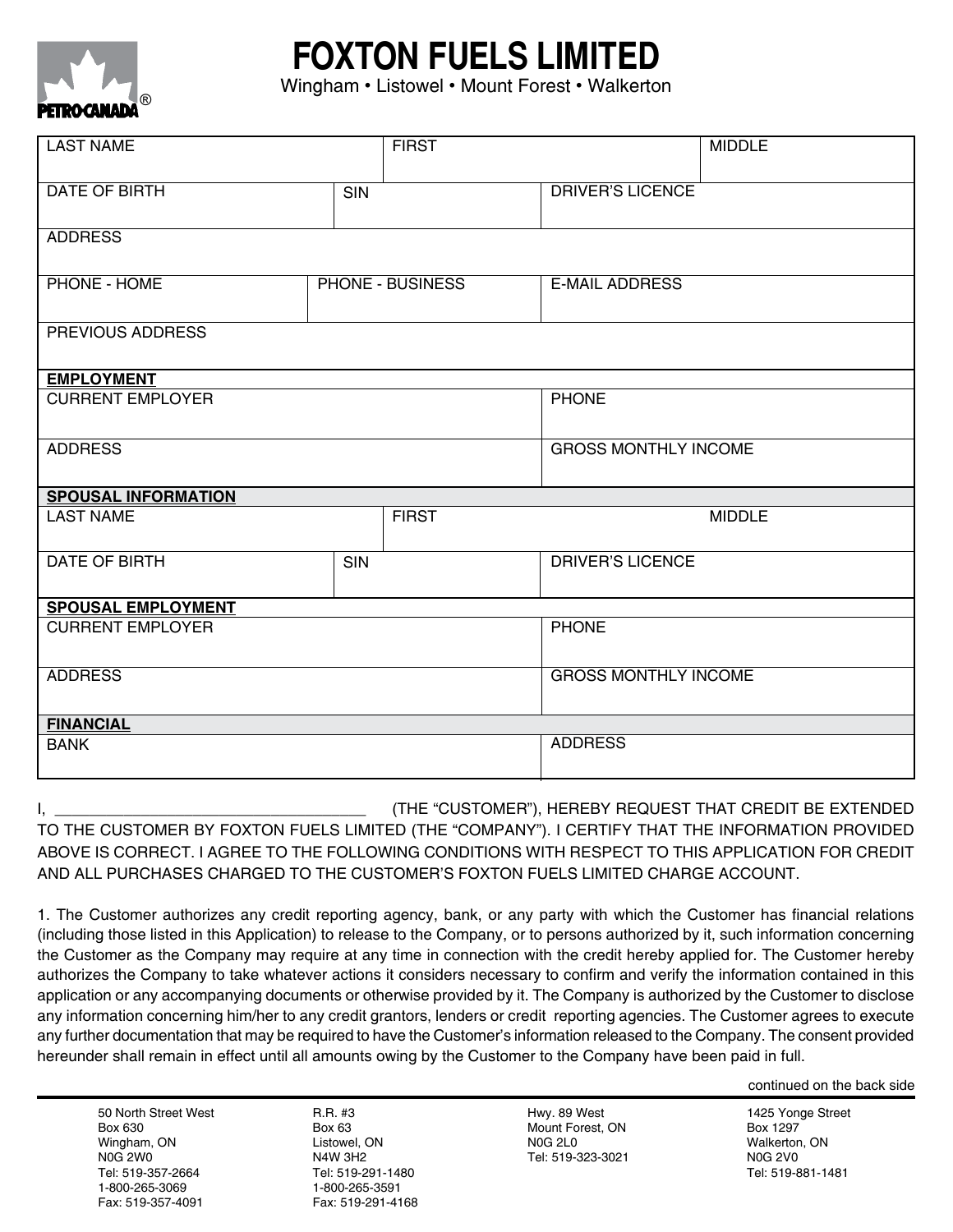# FOXTON FUELS LIMITED

Wingham • Listowel • Mount Forest • Walkerton

| LAST NAME | FIRST | MIDDLE |
|---|---|---|
| | | |

| DATE OF BIRTH | SIN | DRIVER'S LICENCE |
|---|---|---|
| | | |

| ADDRESS |
|---|
| |

| PHONE - HOME | PHONE - BUSINESS | E-MAIL ADDRESS |
|---|---|---|
| | | |

| PREVIOUS ADDRESS |
|---|
| |

**EMPLOYMENT**

| CURRENT EMPLOYER | PHONE |
|---|---|
| | |
| ADDRESS | GROSS MONTHLY INCOME |
| | |

**SPOUSAL INFORMATION**

| LAST NAME | FIRST | MIDDLE |
|---|---|---|
| | | |

| DATE OF BIRTH | SIN | DRIVER'S LICENCE |
|---|---|---|
| | | |

**SPOUSAL EMPLOYMENT**

| CURRENT EMPLOYER | PHONE |
|---|---|
| | |
| ADDRESS | GROSS MONTHLY INCOME |
| | |

**FINANCIAL**

| BANK | ADDRESS |
|---|---|
| | |

I, ____________________________________ (THE "CUSTOMER"), HEREBY REQUEST THAT CREDIT BE EXTENDED TO THE CUSTOMER BY FOXTON FUELS LIMITED (THE "COMPANY"). I CERTIFY THAT THE INFORMATION PROVIDED ABOVE IS CORRECT. I AGREE TO THE FOLLOWING CONDITIONS WITH RESPECT TO THIS APPLICATION FOR CREDIT AND ALL PURCHASES CHARGED TO THE CUSTOMER'S FOXTON FUELS LIMITED CHARGE ACCOUNT.

1. The Customer authorizes any credit reporting agency, bank, or any party with which the Customer has financial relations (including those listed in this Application) to release to the Company, or to persons authorized by it, such information concerning the Customer as the Company may require at any time in connection with the credit hereby applied for. The Customer hereby authorizes the Company to take whatever actions it considers necessary to confirm and verify the information contained in this application or any accompanying documents or otherwise provided by it. The Company is authorized by the Customer to disclose any information concerning him/her to any credit grantors, lenders or credit reporting agencies. The Customer agrees to execute any further documentation that may be required to have the Customer's information released to the Company. The consent provided hereunder shall remain in effect until all amounts owing by the Customer to the Company have been paid in full.

continued on the back side

| 50 North Street West<br>Box 630<br>Wingham, ON<br>N0G 2W0<br>Tel: 519-357-2664<br>1-800-265-3069<br>Fax: 519-357-4091 | R.R. #3<br>Box 63<br>Listowel, ON<br>N4W 3H2<br>Tel: 519-291-1480<br>1-800-265-3591<br>Fax: 519-291-4168 | Hwy. 89 West<br>Mount Forest, ON<br>N0G 2L0<br>Tel: 519-323-3021 | 1425 Yonge Street<br>Box 1297<br>Walkerton, ON<br>N0G 2V0<br>Tel: 519-881-1481 |
|---|---|---|---|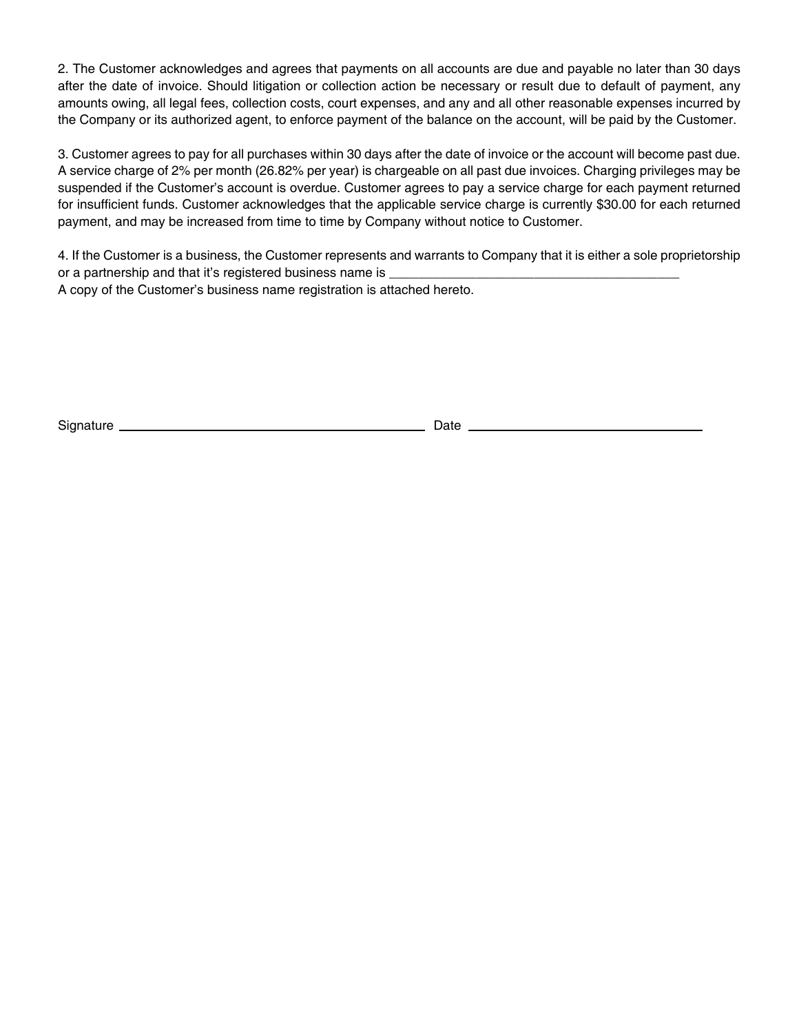2. The Customer acknowledges and agrees that payments on all accounts are due and payable no later than 30 days after the date of invoice. Should litigation or collection action be necessary or result due to default of payment, any amounts owing, all legal fees, collection costs, court expenses, and any and all other reasonable expenses incurred by the Company or its authorized agent, to enforce payment of the balance on the account, will be paid by the Customer.

3. Customer agrees to pay for all purchases within 30 days after the date of invoice or the account will become past due. A service charge of 2% per month (26.82% per year) is chargeable on all past due invoices. Charging privileges may be suspended if the Customer's account is overdue. Customer agrees to pay a service charge for each payment returned for insufficient funds. Customer acknowledges that the applicable service charge is currently $30.00 for each returned payment, and may be increased from time to time by Company without notice to Customer.

4. If the Customer is a business, the Customer represents and warrants to Company that it is either a sole proprietorship or a partnership and that it's registered business name is ________________________________________
A copy of the Customer's business name registration is attached hereto.

Signature ______________________________ Date ______________________________